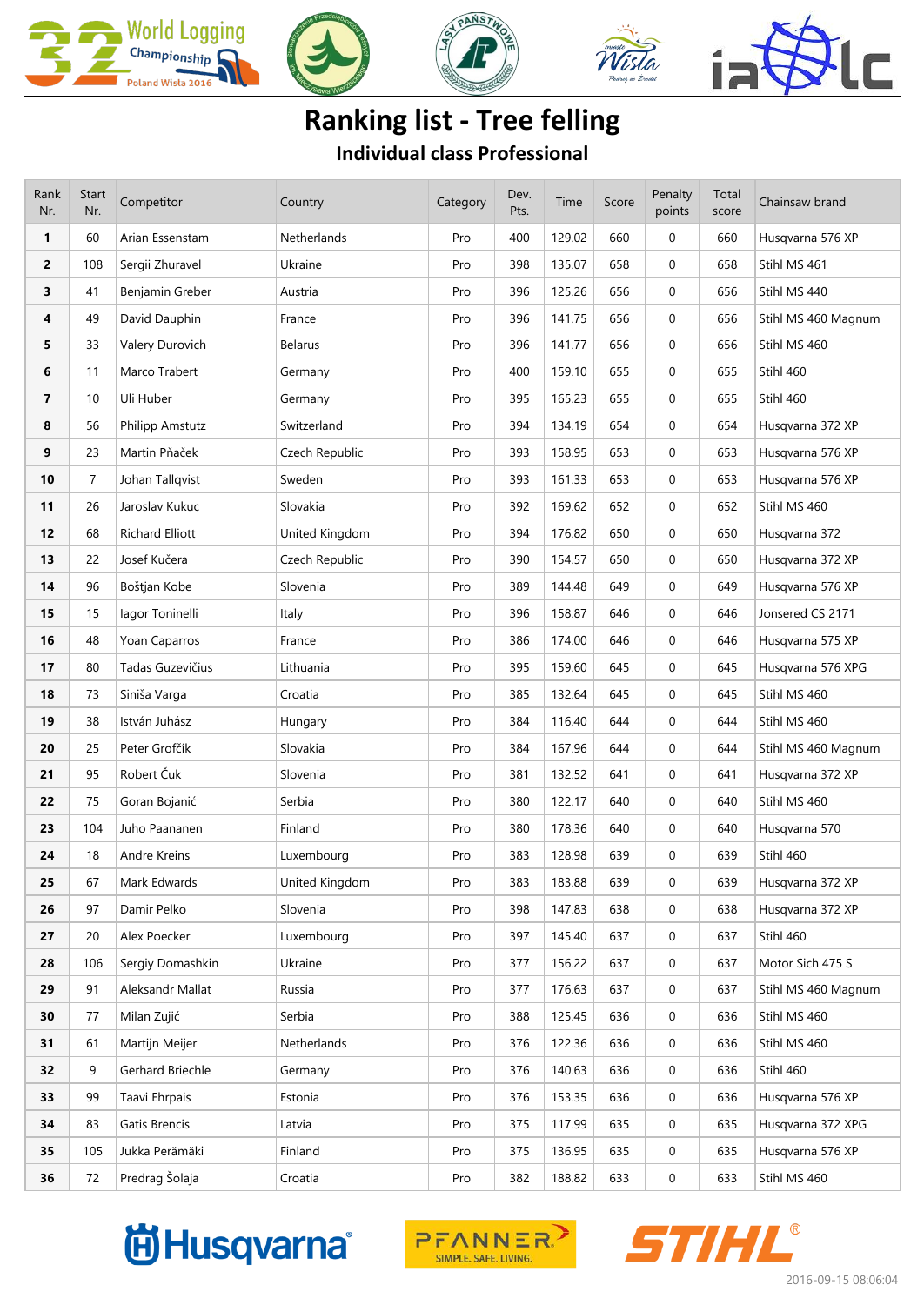# Ranking list - Tree felling

## Individual class Professional

| Rank Nr. | Start Nr. | Competitor | Country | Category | Dev. Pts. | Time | Score | Penalty points | Total score | Chainsaw brand |
|---|---|---|---|---|---|---|---|---|---|---|
| **1** | 60 | Arian Essenstam | Netherlands | Pro | 400 | 129.02 | 660 | 0 | 660 | Husqvarna 576 XP |
| **2** | 108 | Sergii Zhuravel | Ukraine | Pro | 398 | 135.07 | 658 | 0 | 658 | Stihl MS 461 |
| **3** | 41 | Benjamin Greber | Austria | Pro | 396 | 125.26 | 656 | 0 | 656 | Stihl MS 440 |
| **4** | 49 | David Dauphin | France | Pro | 396 | 141.75 | 656 | 0 | 656 | Stihl MS 460 Magnum |
| **5** | 33 | Valery Durovich | Belarus | Pro | 396 | 141.77 | 656 | 0 | 656 | Stihl MS 460 |
| **6** | 11 | Marco Trabert | Germany | Pro | 400 | 159.10 | 655 | 0 | 655 | Stihl 460 |
| **7** | 10 | Uli Huber | Germany | Pro | 395 | 165.23 | 655 | 0 | 655 | Stihl 460 |
| **8** | 56 | Philipp Amstutz | Switzerland | Pro | 394 | 134.19 | 654 | 0 | 654 | Husqvarna 372 XP |
| **9** | 23 | Martin Přaček | Czech Republic | Pro | 393 | 158.95 | 653 | 0 | 653 | Husqvarna 576 XP |
| **10** | 7 | Johan Tallqvist | Sweden | Pro | 393 | 161.33 | 653 | 0 | 653 | Husqvarna 576 XP |
| **11** | 26 | Jaroslav Kukuc | Slovakia | Pro | 392 | 169.62 | 652 | 0 | 652 | Stihl MS 460 |
| **12** | 68 | Richard Elliott | United Kingdom | Pro | 394 | 176.82 | 650 | 0 | 650 | Husqvarna 372 |
| **13** | 22 | Josef Kučera | Czech Republic | Pro | 390 | 154.57 | 650 | 0 | 650 | Husqvarna 372 XP |
| **14** | 96 | Boštjan Kobe | Slovenia | Pro | 389 | 144.48 | 649 | 0 | 649 | Husqvarna 576 XP |
| **15** | 15 | Iagor Toninelli | Italy | Pro | 396 | 158.87 | 646 | 0 | 646 | Jonsered CS 2171 |
| **16** | 48 | Yoan Caparros | France | Pro | 386 | 174.00 | 646 | 0 | 646 | Husqvarna 575 XP |
| **17** | 80 | Tadas Guzevičius | Lithuania | Pro | 395 | 159.60 | 645 | 0 | 645 | Husqvarna 576 XPG |
| **18** | 73 | Siniša Varga | Croatia | Pro | 385 | 132.64 | 645 | 0 | 645 | Stihl MS 460 |
| **19** | 38 | István Juhász | Hungary | Pro | 384 | 116.40 | 644 | 0 | 644 | Stihl MS 460 |
| **20** | 25 | Peter Grofčík | Slovakia | Pro | 384 | 167.96 | 644 | 0 | 644 | Stihl MS 460 Magnum |
| **21** | 95 | Robert Čuk | Slovenia | Pro | 381 | 132.52 | 641 | 0 | 641 | Husqvarna 372 XP |
| **22** | 75 | Goran Bojanić | Serbia | Pro | 380 | 122.17 | 640 | 0 | 640 | Stihl MS 460 |
| **23** | 104 | Juho Paananen | Finland | Pro | 380 | 178.36 | 640 | 0 | 640 | Husqvarna 570 |
| **24** | 18 | Andre Kreins | Luxembourg | Pro | 383 | 128.98 | 639 | 0 | 639 | Stihl 460 |
| **25** | 67 | Mark Edwards | United Kingdom | Pro | 383 | 183.88 | 639 | 0 | 639 | Husqvarna 372 XP |
| **26** | 97 | Damir Pelko | Slovenia | Pro | 398 | 147.83 | 638 | 0 | 638 | Husqvarna 372 XP |
| **27** | 20 | Alex Poecker | Luxembourg | Pro | 397 | 145.40 | 637 | 0 | 637 | Stihl 460 |
| **28** | 106 | Sergiy Domashkin | Ukraine | Pro | 377 | 156.22 | 637 | 0 | 637 | Motor Sich 475 S |
| **29** | 91 | Aleksandr Mallat | Russia | Pro | 377 | 176.63 | 637 | 0 | 637 | Stihl MS 460 Magnum |
| **30** | 77 | Milan Zujić | Serbia | Pro | 388 | 125.45 | 636 | 0 | 636 | Stihl MS 460 |
| **31** | 61 | Martijn Meijer | Netherlands | Pro | 376 | 122.36 | 636 | 0 | 636 | Stihl MS 460 |
| **32** | 9 | Gerhard Briechle | Germany | Pro | 376 | 140.63 | 636 | 0 | 636 | Stihl 460 |
| **33** | 99 | Taavi Ehrpais | Estonia | Pro | 376 | 153.35 | 636 | 0 | 636 | Husqvarna 576 XP |
| **34** | 83 | Gatis Brencis | Latvia | Pro | 375 | 117.99 | 635 | 0 | 635 | Husqvarna 372 XPG |
| **35** | 105 | Jukka Perämäki | Finland | Pro | 375 | 136.95 | 635 | 0 | 635 | Husqvarna 576 XP |
| **36** | 72 | Predrag Šolaja | Croatia | Pro | 382 | 188.82 | 633 | 0 | 633 | Stihl MS 460 |

2016-09-15 08:06:04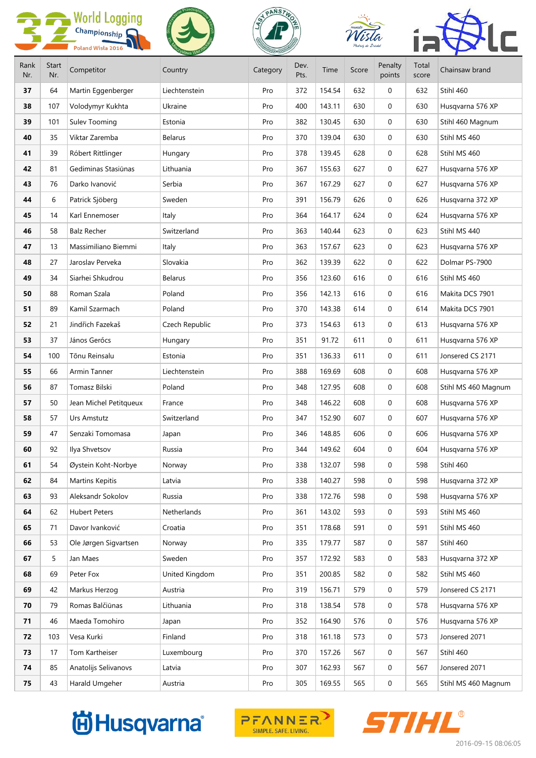| Rank Nr. | Start Nr. | Competitor | Country | Category | Dev. Pts. | Time | Score | Penalty points | Total score | Chainsaw brand |
|---|---|---|---|---|---|---|---|---|---|---|
| **37** | 64 | Martin Eggenberger | Liechtenstein | Pro | 372 | 154.54 | 632 | 0 | 632 | Stihl 460 |
| **38** | 107 | Volodymyr Kukhta | Ukraine | Pro | 400 | 143.11 | 630 | 0 | 630 | Husqvarna 576 XP |
| **39** | 101 | Sulev Tooming | Estonia | Pro | 382 | 130.45 | 630 | 0 | 630 | Stihl 460 Magnum |
| **40** | 35 | Viktar Zaremba | Belarus | Pro | 370 | 139.04 | 630 | 0 | 630 | Stihl MS 460 |
| **41** | 39 | Róbert Rittlinger | Hungary | Pro | 378 | 139.45 | 628 | 0 | 628 | Stihl MS 460 |
| **42** | 81 | Gediminas Stasiūnas | Lithuania | Pro | 367 | 155.63 | 627 | 0 | 627 | Husqvarna 576 XP |
| **43** | 76 | Darko Ivanović | Serbia | Pro | 367 | 167.29 | 627 | 0 | 627 | Husqvarna 576 XP |
| **44** | 6 | Patrick Sjöberg | Sweden | Pro | 391 | 156.79 | 626 | 0 | 626 | Husqvarna 372 XP |
| **45** | 14 | Karl Ennemoser | Italy | Pro | 364 | 164.17 | 624 | 0 | 624 | Husqvarna 576 XP |
| **46** | 58 | Balz Recher | Switzerland | Pro | 363 | 140.44 | 623 | 0 | 623 | Stihl MS 440 |
| **47** | 13 | Massimiliano Biemmi | Italy | Pro | 363 | 157.67 | 623 | 0 | 623 | Husqvarna 576 XP |
| **48** | 27 | Jaroslav Perveka | Slovakia | Pro | 362 | 139.39 | 622 | 0 | 622 | Dolmar PS-7900 |
| **49** | 34 | Siarhei Shkudrou | Belarus | Pro | 356 | 123.60 | 616 | 0 | 616 | Stihl MS 460 |
| **50** | 88 | Roman Szala | Poland | Pro | 356 | 142.13 | 616 | 0 | 616 | Makita DCS 7901 |
| **51** | 89 | Kamil Szarmach | Poland | Pro | 370 | 143.38 | 614 | 0 | 614 | Makita DCS 7901 |
| **52** | 21 | Jindřich Fazekaš | Czech Republic | Pro | 373 | 154.63 | 613 | 0 | 613 | Husqvarna 576 XP |
| **53** | 37 | János Gerőcs | Hungary | Pro | 351 | 91.72 | 611 | 0 | 611 | Husqvarna 576 XP |
| **54** | 100 | Tõnu Reinsalu | Estonia | Pro | 351 | 136.33 | 611 | 0 | 611 | Jonsered CS 2171 |
| **55** | 66 | Armin Tanner | Liechtenstein | Pro | 388 | 169.69 | 608 | 0 | 608 | Husqvarna 576 XP |
| **56** | 87 | Tomasz Bilski | Poland | Pro | 348 | 127.95 | 608 | 0 | 608 | Stihl MS 460 Magnum |
| **57** | 50 | Jean Michel Petitqueux | France | Pro | 348 | 146.22 | 608 | 0 | 608 | Husqvarna 576 XP |
| **58** | 57 | Urs Amstutz | Switzerland | Pro | 347 | 152.90 | 607 | 0 | 607 | Husqvarna 576 XP |
| **59** | 47 | Senzaki Tomomasa | Japan | Pro | 346 | 148.85 | 606 | 0 | 606 | Husqvarna 576 XP |
| **60** | 92 | Ilya Shvetsov | Russia | Pro | 344 | 149.62 | 604 | 0 | 604 | Husqvarna 576 XP |
| **61** | 54 | Øystein Koht-Norbye | Norway | Pro | 338 | 132.07 | 598 | 0 | 598 | Stihl 460 |
| **62** | 84 | Martins Kepitis | Latvia | Pro | 338 | 140.27 | 598 | 0 | 598 | Husqvarna 372 XP |
| **63** | 93 | Aleksandr Sokolov | Russia | Pro | 338 | 172.76 | 598 | 0 | 598 | Husqvarna 576 XP |
| **64** | 62 | Hubert Peters | Netherlands | Pro | 361 | 143.02 | 593 | 0 | 593 | Stihl MS 460 |
| **65** | 71 | Davor Ivanković | Croatia | Pro | 351 | 178.68 | 591 | 0 | 591 | Stihl MS 460 |
| **66** | 53 | Ole Jørgen Sigvartsen | Norway | Pro | 335 | 179.77 | 587 | 0 | 587 | Stihl 460 |
| **67** | 5 | Jan Maes | Sweden | Pro | 357 | 172.92 | 583 | 0 | 583 | Husqvarna 372 XP |
| **68** | 69 | Peter Fox | United Kingdom | Pro | 351 | 200.85 | 582 | 0 | 582 | Stihl MS 460 |
| **69** | 42 | Markus Herzog | Austria | Pro | 319 | 156.71 | 579 | 0 | 579 | Jonsered CS 2171 |
| **70** | 79 | Romas Balčiūnas | Lithuania | Pro | 318 | 138.54 | 578 | 0 | 578 | Husqvarna 576 XP |
| **71** | 46 | Maeda Tomohiro | Japan | Pro | 352 | 164.90 | 576 | 0 | 576 | Husqvarna 576 XP |
| **72** | 103 | Vesa Kurki | Finland | Pro | 318 | 161.18 | 573 | 0 | 573 | Jonsered 2071 |
| **73** | 17 | Tom Kartheiser | Luxembourg | Pro | 370 | 157.26 | 567 | 0 | 567 | Stihl 460 |
| **74** | 85 | Anatolijs Selivanovs | Latvia | Pro | 307 | 162.93 | 567 | 0 | 567 | Jonsered 2071 |
| **75** | 43 | Harald Umgeher | Austria | Pro | 305 | 169.55 | 565 | 0 | 565 | Stihl MS 460 Magnum |

2016-09-15 08:06:05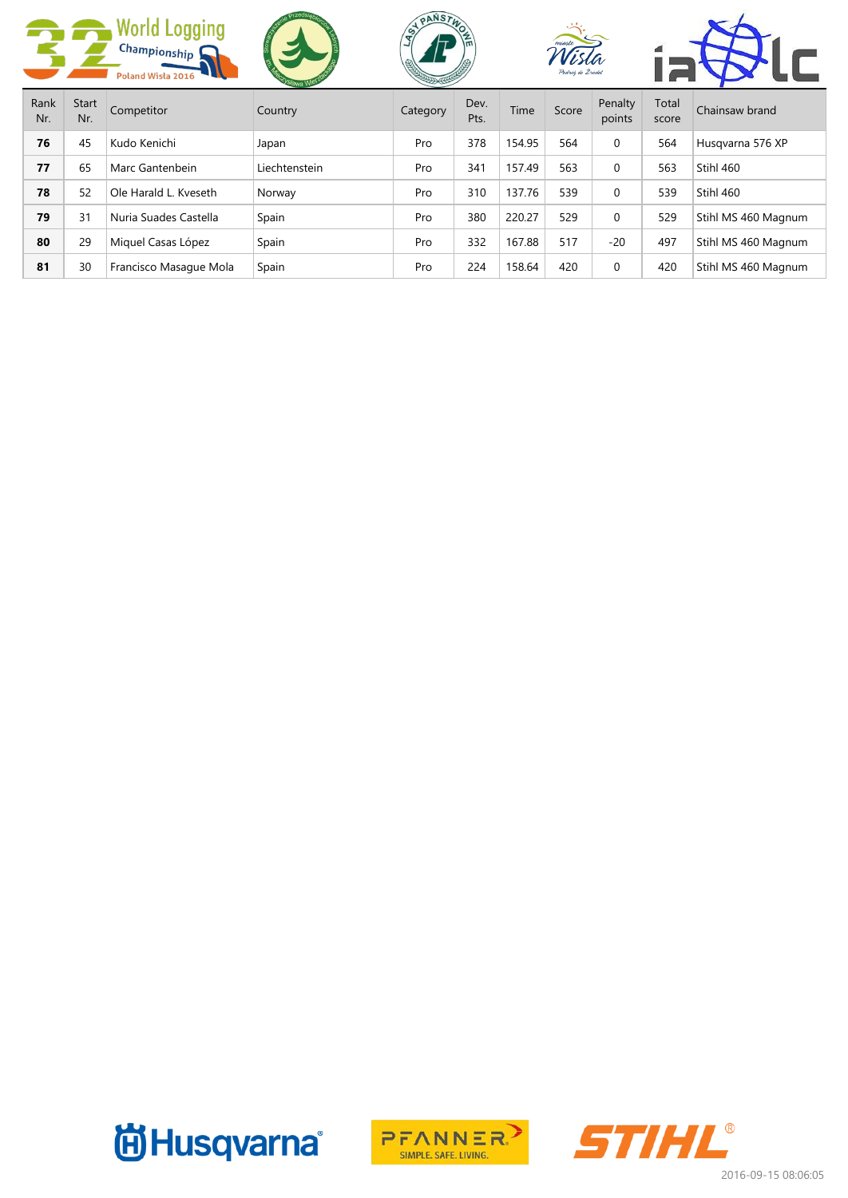| Rank Nr. | Start Nr. | Competitor | Country | Category | Dev. Pts. | Time | Score | Penalty points | Total score | Chainsaw brand |
|---|---|---|---|---|---|---|---|---|---|---|
| **76** | 45 | Kudo Kenichi | Japan | Pro | 378 | 154.95 | 564 | 0 | 564 | Husqvarna 576 XP |
| **77** | 65 | Marc Gantenbein | Liechtenstein | Pro | 341 | 157.49 | 563 | 0 | 563 | Stihl 460 |
| **78** | 52 | Ole Harald L. Kveseth | Norway | Pro | 310 | 137.76 | 539 | 0 | 539 | Stihl 460 |
| **79** | 31 | Nuria Suades Castella | Spain | Pro | 380 | 220.27 | 529 | 0 | 529 | Stihl MS 460 Magnum |
| **80** | 29 | Miquel Casas López | Spain | Pro | 332 | 167.88 | 517 | -20 | 497 | Stihl MS 460 Magnum |
| **81** | 30 | Francisco Masague Mola | Spain | Pro | 224 | 158.64 | 420 | 0 | 420 | Stihl MS 460 Magnum |

2016-09-15 08:06:05